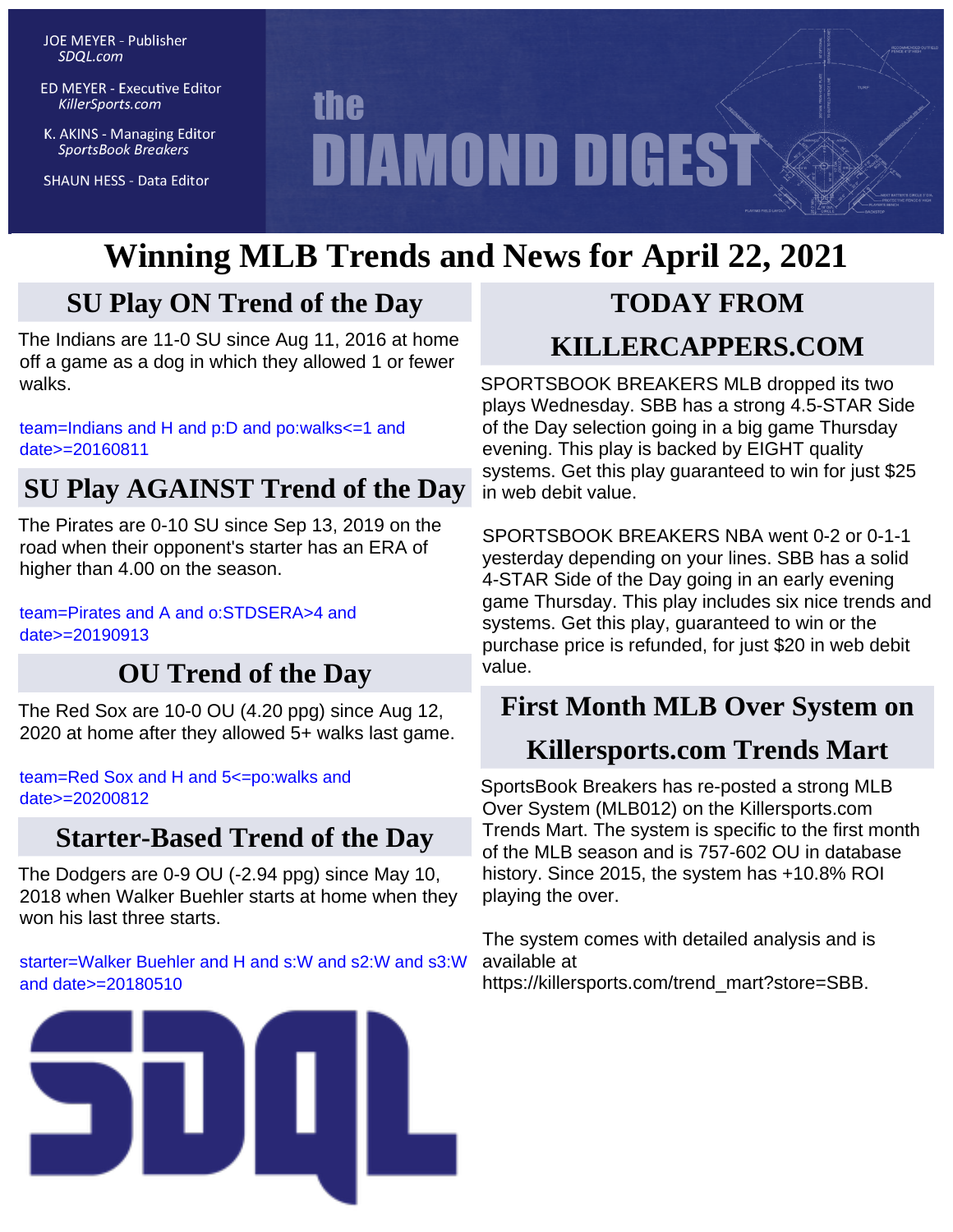JOE MEYER - Publisher
*SDQL.com*

ED MEYER - Executive Editor
*KillerSports.com*

K. AKINS - Managing Editor
*SportsBook Breakers*

SHAUN HESS - Data Editor

# the DIAMOND DIGEST

# Winning MLB Trends and News for April 22, 2021

## SU Play ON Trend of the Day

The Indians are 11-0 SU since Aug 11, 2016 at home off a game as a dog in which they allowed 1 or fewer walks.

team=Indians and H and p:D and po:walks<=1 and date>=20160811

## SU Play AGAINST Trend of the Day

The Pirates are 0-10 SU since Sep 13, 2019 on the road when their opponent's starter has an ERA of higher than 4.00 on the season.

team=Pirates and A and o:STDSERA>4 and date>=20190913

## OU Trend of the Day

The Red Sox are 10-0 OU (4.20 ppg) since Aug 12, 2020 at home after they allowed 5+ walks last game.

team=Red Sox and H and 5<=po:walks and date>=20200812

## Starter-Based Trend of the Day

The Dodgers are 0-9 OU (-2.94 ppg) since May 10, 2018 when Walker Buehler starts at home when they won his last three starts.

starter=Walker Buehler and H and s:W and s2:W and s3:W and date>=20180510

SDQL

## TODAY FROM KILLERCAPPERS.COM

SPORTSBOOK BREAKERS MLB dropped its two plays Wednesday. SBB has a strong 4.5-STAR Side of the Day selection going in a big game Thursday evening. This play is backed by EIGHT quality systems. Get this play guaranteed to win for just $25 in web debit value.

SPORTSBOOK BREAKERS NBA went 0-2 or 0-1-1 yesterday depending on your lines. SBB has a solid 4-STAR Side of the Day going in an early evening game Thursday. This play includes six nice trends and systems. Get this play, guaranteed to win or the purchase price is refunded, for just $20 in web debit value.

## First Month MLB Over System on Killersports.com Trends Mart

SportsBook Breakers has re-posted a strong MLB Over System (MLB012) on the Killersports.com Trends Mart. The system is specific to the first month of the MLB season and is 757-602 OU in database history. Since 2015, the system has +10.8% ROI playing the over.

The system comes with detailed analysis and is available at https://killersports.com/trend_mart?store=SBB.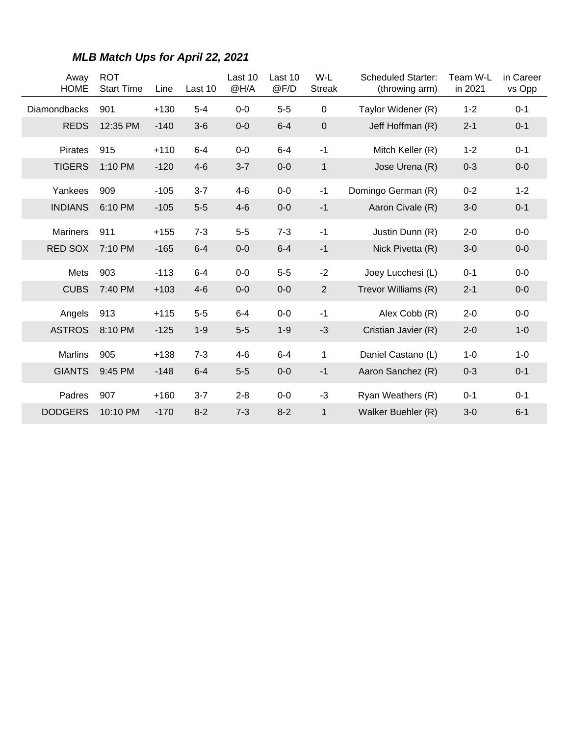## *MLB Match Ups for April 22, 2021*

| Away HOME | ROT Start Time | Line | Last 10 | Last 10 @H/A | Last 10 @F/D | W-L Streak | Scheduled Starter: (throwing arm) | Team W-L in 2021 | in Career vs Opp |
|---|---|---|---|---|---|---|---|---|---|
| Diamondbacks | 901 | +130 | 5-4 | 0-0 | 5-5 | 0 | Taylor Widener (R) | 1-2 | 0-1 |
| REDS | 12:35 PM | -140 | 3-6 | 0-0 | 6-4 | 0 | Jeff Hoffman (R) | 2-1 | 0-1 |
| Pirates | 915 | +110 | 6-4 | 0-0 | 6-4 | -1 | Mitch Keller (R) | 1-2 | 0-1 |
| TIGERS | 1:10 PM | -120 | 4-6 | 3-7 | 0-0 | 1 | Jose Urena (R) | 0-3 | 0-0 |
| Yankees | 909 | -105 | 3-7 | 4-6 | 0-0 | -1 | Domingo German (R) | 0-2 | 1-2 |
| INDIANS | 6:10 PM | -105 | 5-5 | 4-6 | 0-0 | -1 | Aaron Civale (R) | 3-0 | 0-1 |
| Mariners | 911 | +155 | 7-3 | 5-5 | 7-3 | -1 | Justin Dunn (R) | 2-0 | 0-0 |
| RED SOX | 7:10 PM | -165 | 6-4 | 0-0 | 6-4 | -1 | Nick Pivetta (R) | 3-0 | 0-0 |
| Mets | 903 | -113 | 6-4 | 0-0 | 5-5 | -2 | Joey Lucchesi (L) | 0-1 | 0-0 |
| CUBS | 7:40 PM | +103 | 4-6 | 0-0 | 0-0 | 2 | Trevor Williams (R) | 2-1 | 0-0 |
| Angels | 913 | +115 | 5-5 | 6-4 | 0-0 | -1 | Alex Cobb (R) | 2-0 | 0-0 |
| ASTROS | 8:10 PM | -125 | 1-9 | 5-5 | 1-9 | -3 | Cristian Javier (R) | 2-0 | 1-0 |
| Marlins | 905 | +138 | 7-3 | 4-6 | 6-4 | 1 | Daniel Castano (L) | 1-0 | 1-0 |
| GIANTS | 9:45 PM | -148 | 6-4 | 5-5 | 0-0 | -1 | Aaron Sanchez (R) | 0-3 | 0-1 |
| Padres | 907 | +160 | 3-7 | 2-8 | 0-0 | -3 | Ryan Weathers (R) | 0-1 | 0-1 |
| DODGERS | 10:10 PM | -170 | 8-2 | 7-3 | 8-2 | 1 | Walker Buehler (R) | 3-0 | 6-1 |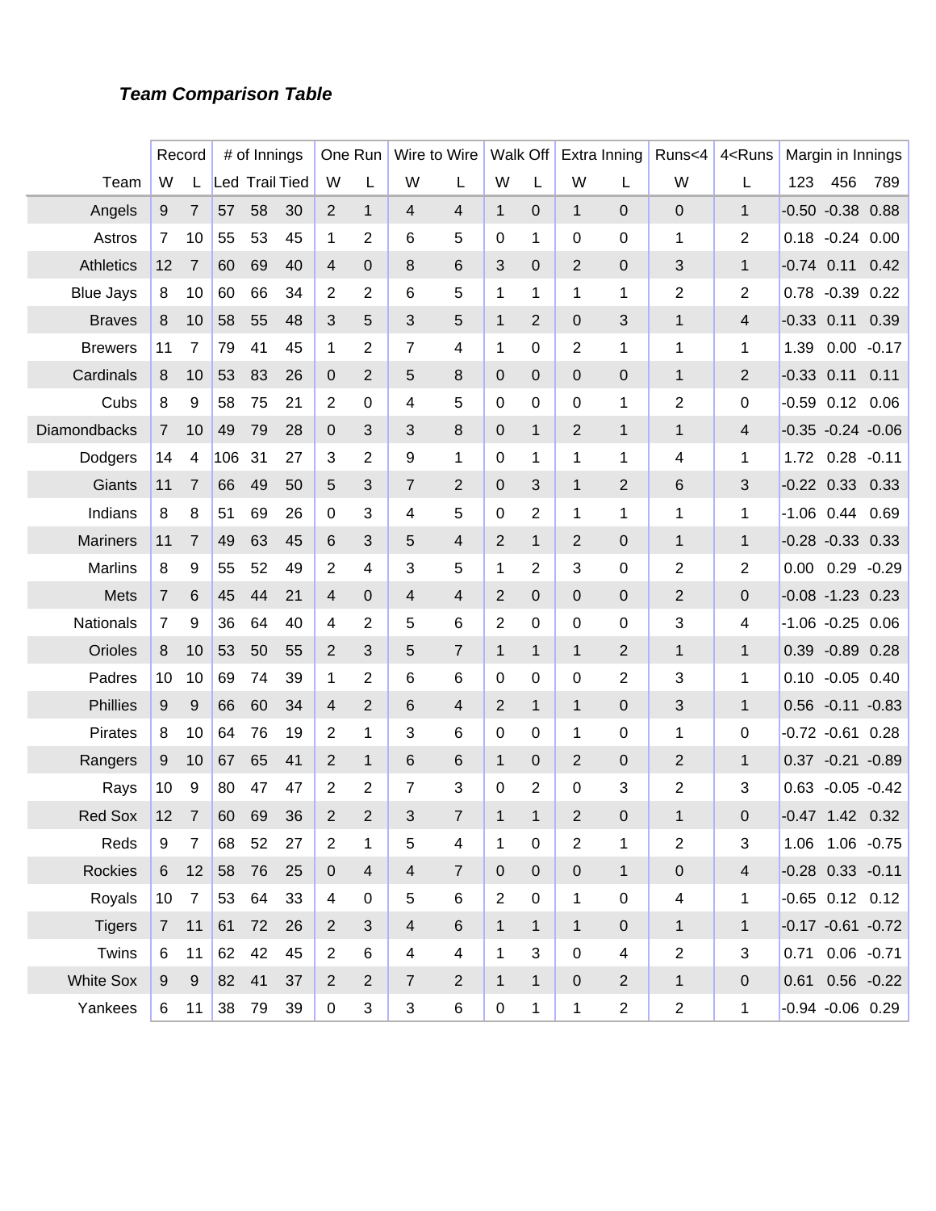### *Team Comparison Table*

| | Record | | # of Innings | | | One Run | | Wire to Wire | | Walk Off | | Extra Inning | | Runs<4 | 4<Runs | Margin in Innings | | |
|---|---|---|---|---|---|---|---|---|---|---|---|---|---|---|---|---|---|---|
| Team | W | L | Led | Trail | Tied | W | L | W | L | W | L | W | L | W | L | 123 | 456 | 789 |
| Angels | 9 | 7 | 57 | 58 | 30 | 2 | 1 | 4 | 4 | 1 | 0 | 1 | 0 | 0 | 1 | -0.50 | -0.38 | 0.88 |
| Astros | 7 | 10 | 55 | 53 | 45 | 1 | 2 | 6 | 5 | 0 | 1 | 0 | 0 | 1 | 2 | 0.18 | -0.24 | 0.00 |
| Athletics | 12 | 7 | 60 | 69 | 40 | 4 | 0 | 8 | 6 | 3 | 0 | 2 | 0 | 3 | 1 | -0.74 | 0.11 | 0.42 |
| Blue Jays | 8 | 10 | 60 | 66 | 34 | 2 | 2 | 6 | 5 | 1 | 1 | 1 | 1 | 2 | 2 | 0.78 | -0.39 | 0.22 |
| Braves | 8 | 10 | 58 | 55 | 48 | 3 | 5 | 3 | 5 | 1 | 2 | 0 | 3 | 1 | 4 | -0.33 | 0.11 | 0.39 |
| Brewers | 11 | 7 | 79 | 41 | 45 | 1 | 2 | 7 | 4 | 1 | 0 | 2 | 1 | 1 | 1 | 1.39 | 0.00 | -0.17 |
| Cardinals | 8 | 10 | 53 | 83 | 26 | 0 | 2 | 5 | 8 | 0 | 0 | 0 | 0 | 1 | 2 | -0.33 | 0.11 | 0.11 |
| Cubs | 8 | 9 | 58 | 75 | 21 | 2 | 0 | 4 | 5 | 0 | 0 | 0 | 1 | 2 | 0 | -0.59 | 0.12 | 0.06 |
| Diamondbacks | 7 | 10 | 49 | 79 | 28 | 0 | 3 | 3 | 8 | 0 | 1 | 2 | 1 | 1 | 4 | -0.35 | -0.24 | -0.06 |
| Dodgers | 14 | 4 | 106 | 31 | 27 | 3 | 2 | 9 | 1 | 0 | 1 | 1 | 1 | 4 | 1 | 1.72 | 0.28 | -0.11 |
| Giants | 11 | 7 | 66 | 49 | 50 | 5 | 3 | 7 | 2 | 0 | 3 | 1 | 2 | 6 | 3 | -0.22 | 0.33 | 0.33 |
| Indians | 8 | 8 | 51 | 69 | 26 | 0 | 3 | 4 | 5 | 0 | 2 | 1 | 1 | 1 | 1 | -1.06 | 0.44 | 0.69 |
| Mariners | 11 | 7 | 49 | 63 | 45 | 6 | 3 | 5 | 4 | 2 | 1 | 2 | 0 | 1 | 1 | -0.28 | -0.33 | 0.33 |
| Marlins | 8 | 9 | 55 | 52 | 49 | 2 | 4 | 3 | 5 | 1 | 2 | 3 | 0 | 2 | 2 | 0.00 | 0.29 | -0.29 |
| Mets | 7 | 6 | 45 | 44 | 21 | 4 | 0 | 4 | 4 | 2 | 0 | 0 | 0 | 2 | 0 | -0.08 | -1.23 | 0.23 |
| Nationals | 7 | 9 | 36 | 64 | 40 | 4 | 2 | 5 | 6 | 2 | 0 | 0 | 0 | 3 | 4 | -1.06 | -0.25 | 0.06 |
| Orioles | 8 | 10 | 53 | 50 | 55 | 2 | 3 | 5 | 7 | 1 | 1 | 1 | 2 | 1 | 1 | 0.39 | -0.89 | 0.28 |
| Padres | 10 | 10 | 69 | 74 | 39 | 1 | 2 | 6 | 6 | 0 | 0 | 0 | 2 | 3 | 1 | 0.10 | -0.05 | 0.40 |
| Phillies | 9 | 9 | 66 | 60 | 34 | 4 | 2 | 6 | 4 | 2 | 1 | 1 | 0 | 3 | 1 | 0.56 | -0.11 | -0.83 |
| Pirates | 8 | 10 | 64 | 76 | 19 | 2 | 1 | 3 | 6 | 0 | 0 | 1 | 0 | 1 | 0 | -0.72 | -0.61 | 0.28 |
| Rangers | 9 | 10 | 67 | 65 | 41 | 2 | 1 | 6 | 6 | 1 | 0 | 2 | 0 | 2 | 1 | 0.37 | -0.21 | -0.89 |
| Rays | 10 | 9 | 80 | 47 | 47 | 2 | 2 | 7 | 3 | 0 | 2 | 0 | 3 | 2 | 3 | 0.63 | -0.05 | -0.42 |
| Red Sox | 12 | 7 | 60 | 69 | 36 | 2 | 2 | 3 | 7 | 1 | 1 | 2 | 0 | 1 | 0 | -0.47 | 1.42 | 0.32 |
| Reds | 9 | 7 | 68 | 52 | 27 | 2 | 1 | 5 | 4 | 1 | 0 | 2 | 1 | 2 | 3 | 1.06 | 1.06 | -0.75 |
| Rockies | 6 | 12 | 58 | 76 | 25 | 0 | 4 | 4 | 7 | 0 | 0 | 0 | 1 | 0 | 4 | -0.28 | 0.33 | -0.11 |
| Royals | 10 | 7 | 53 | 64 | 33 | 4 | 0 | 5 | 6 | 2 | 0 | 1 | 0 | 4 | 1 | -0.65 | 0.12 | 0.12 |
| Tigers | 7 | 11 | 61 | 72 | 26 | 2 | 3 | 4 | 6 | 1 | 1 | 1 | 0 | 1 | 1 | -0.17 | -0.61 | -0.72 |
| Twins | 6 | 11 | 62 | 42 | 45 | 2 | 6 | 4 | 4 | 1 | 3 | 0 | 4 | 2 | 3 | 0.71 | 0.06 | -0.71 |
| White Sox | 9 | 9 | 82 | 41 | 37 | 2 | 2 | 7 | 2 | 1 | 1 | 0 | 2 | 1 | 0 | 0.61 | 0.56 | -0.22 |
| Yankees | 6 | 11 | 38 | 79 | 39 | 0 | 3 | 3 | 6 | 0 | 1 | 1 | 2 | 2 | 1 | -0.94 | -0.06 | 0.29 |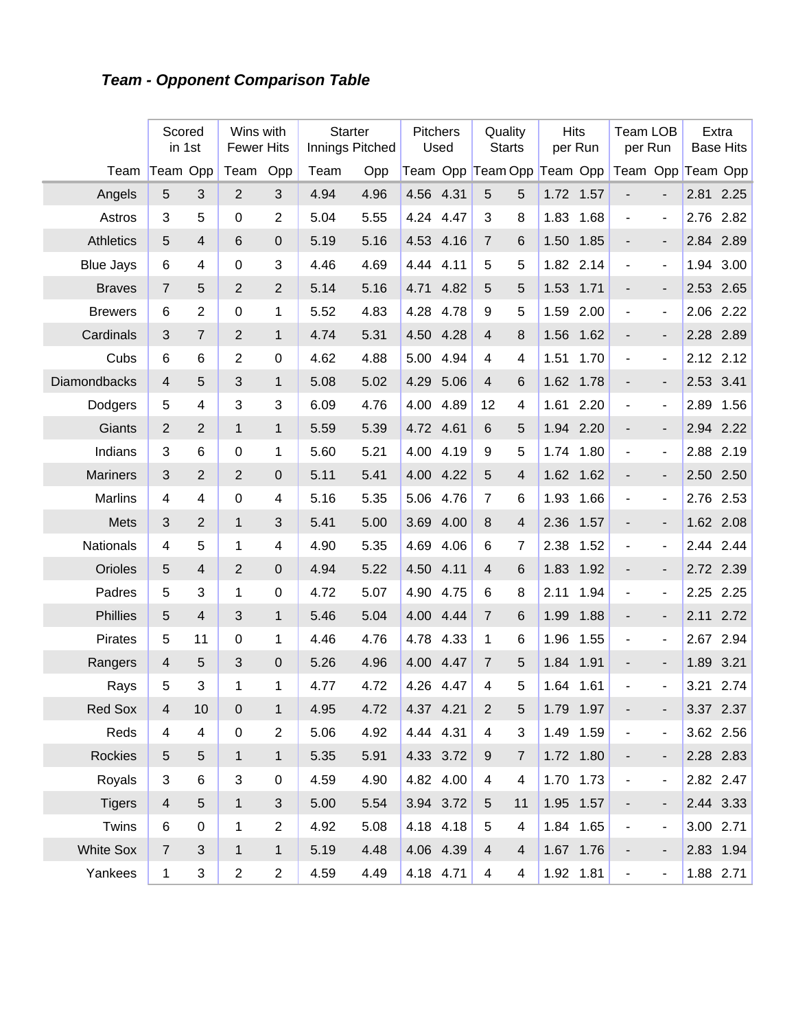***Team - Opponent Comparison Table***

| | Scored in 1st | | Wins with Fewer Hits | | Starter Innings Pitched | | Pitchers Used | | Quality Starts | | Hits per Run | | Team LOB per Run | | Extra Base Hits | |
|---|---|---|---|---|---|---|---|---|---|---|---|---|---|---|---|---|
| Team | Team | Opp | Team | Opp | Team | Opp | Team | Opp | Team | Opp | Team | Opp | Team | Opp | Team | Opp |
| Angels | 5 | 3 | 2 | 3 | 4.94 | 4.96 | 4.56 | 4.31 | 5 | 5 | 1.72 | 1.57 | - | - | 2.81 | 2.25 |
| Astros | 3 | 5 | 0 | 2 | 5.04 | 5.55 | 4.24 | 4.47 | 3 | 8 | 1.83 | 1.68 | - | - | 2.76 | 2.82 |
| Athletics | 5 | 4 | 6 | 0 | 5.19 | 5.16 | 4.53 | 4.16 | 7 | 6 | 1.50 | 1.85 | - | - | 2.84 | 2.89 |
| Blue Jays | 6 | 4 | 0 | 3 | 4.46 | 4.69 | 4.44 | 4.11 | 5 | 5 | 1.82 | 2.14 | - | - | 1.94 | 3.00 |
| Braves | 7 | 5 | 2 | 2 | 5.14 | 5.16 | 4.71 | 4.82 | 5 | 5 | 1.53 | 1.71 | - | - | 2.53 | 2.65 |
| Brewers | 6 | 2 | 0 | 1 | 5.52 | 4.83 | 4.28 | 4.78 | 9 | 5 | 1.59 | 2.00 | - | - | 2.06 | 2.22 |
| Cardinals | 3 | 7 | 2 | 1 | 4.74 | 5.31 | 4.50 | 4.28 | 4 | 8 | 1.56 | 1.62 | - | - | 2.28 | 2.89 |
| Cubs | 6 | 6 | 2 | 0 | 4.62 | 4.88 | 5.00 | 4.94 | 4 | 4 | 1.51 | 1.70 | - | - | 2.12 | 2.12 |
| Diamondbacks | 4 | 5 | 3 | 1 | 5.08 | 5.02 | 4.29 | 5.06 | 4 | 6 | 1.62 | 1.78 | - | - | 2.53 | 3.41 |
| Dodgers | 5 | 4 | 3 | 3 | 6.09 | 4.76 | 4.00 | 4.89 | 12 | 4 | 1.61 | 2.20 | - | - | 2.89 | 1.56 |
| Giants | 2 | 2 | 1 | 1 | 5.59 | 5.39 | 4.72 | 4.61 | 6 | 5 | 1.94 | 2.20 | - | - | 2.94 | 2.22 |
| Indians | 3 | 6 | 0 | 1 | 5.60 | 5.21 | 4.00 | 4.19 | 9 | 5 | 1.74 | 1.80 | - | - | 2.88 | 2.19 |
| Mariners | 3 | 2 | 2 | 0 | 5.11 | 5.41 | 4.00 | 4.22 | 5 | 4 | 1.62 | 1.62 | - | - | 2.50 | 2.50 |
| Marlins | 4 | 4 | 0 | 4 | 5.16 | 5.35 | 5.06 | 4.76 | 7 | 6 | 1.93 | 1.66 | - | - | 2.76 | 2.53 |
| Mets | 3 | 2 | 1 | 3 | 5.41 | 5.00 | 3.69 | 4.00 | 8 | 4 | 2.36 | 1.57 | - | - | 1.62 | 2.08 |
| Nationals | 4 | 5 | 1 | 4 | 4.90 | 5.35 | 4.69 | 4.06 | 6 | 7 | 2.38 | 1.52 | - | - | 2.44 | 2.44 |
| Orioles | 5 | 4 | 2 | 0 | 4.94 | 5.22 | 4.50 | 4.11 | 4 | 6 | 1.83 | 1.92 | - | - | 2.72 | 2.39 |
| Padres | 5 | 3 | 1 | 0 | 4.72 | 5.07 | 4.90 | 4.75 | 6 | 8 | 2.11 | 1.94 | - | - | 2.25 | 2.25 |
| Phillies | 5 | 4 | 3 | 1 | 5.46 | 5.04 | 4.00 | 4.44 | 7 | 6 | 1.99 | 1.88 | - | - | 2.11 | 2.72 |
| Pirates | 5 | 11 | 0 | 1 | 4.46 | 4.76 | 4.78 | 4.33 | 1 | 6 | 1.96 | 1.55 | - | - | 2.67 | 2.94 |
| Rangers | 4 | 5 | 3 | 0 | 5.26 | 4.96 | 4.00 | 4.47 | 7 | 5 | 1.84 | 1.91 | - | - | 1.89 | 3.21 |
| Rays | 5 | 3 | 1 | 1 | 4.77 | 4.72 | 4.26 | 4.47 | 4 | 5 | 1.64 | 1.61 | - | - | 3.21 | 2.74 |
| Red Sox | 4 | 10 | 0 | 1 | 4.95 | 4.72 | 4.37 | 4.21 | 2 | 5 | 1.79 | 1.97 | - | - | 3.37 | 2.37 |
| Reds | 4 | 4 | 0 | 2 | 5.06 | 4.92 | 4.44 | 4.31 | 4 | 3 | 1.49 | 1.59 | - | - | 3.62 | 2.56 |
| Rockies | 5 | 5 | 1 | 1 | 5.35 | 5.91 | 4.33 | 3.72 | 9 | 7 | 1.72 | 1.80 | - | - | 2.28 | 2.83 |
| Royals | 3 | 6 | 3 | 0 | 4.59 | 4.90 | 4.82 | 4.00 | 4 | 4 | 1.70 | 1.73 | - | - | 2.82 | 2.47 |
| Tigers | 4 | 5 | 1 | 3 | 5.00 | 5.54 | 3.94 | 3.72 | 5 | 11 | 1.95 | 1.57 | - | - | 2.44 | 3.33 |
| Twins | 6 | 0 | 1 | 2 | 4.92 | 5.08 | 4.18 | 4.18 | 5 | 4 | 1.84 | 1.65 | - | - | 3.00 | 2.71 |
| White Sox | 7 | 3 | 1 | 1 | 5.19 | 4.48 | 4.06 | 4.39 | 4 | 4 | 1.67 | 1.76 | - | - | 2.83 | 1.94 |
| Yankees | 1 | 3 | 2 | 2 | 4.59 | 4.49 | 4.18 | 4.71 | 4 | 4 | 1.92 | 1.81 | - | - | 1.88 | 2.71 |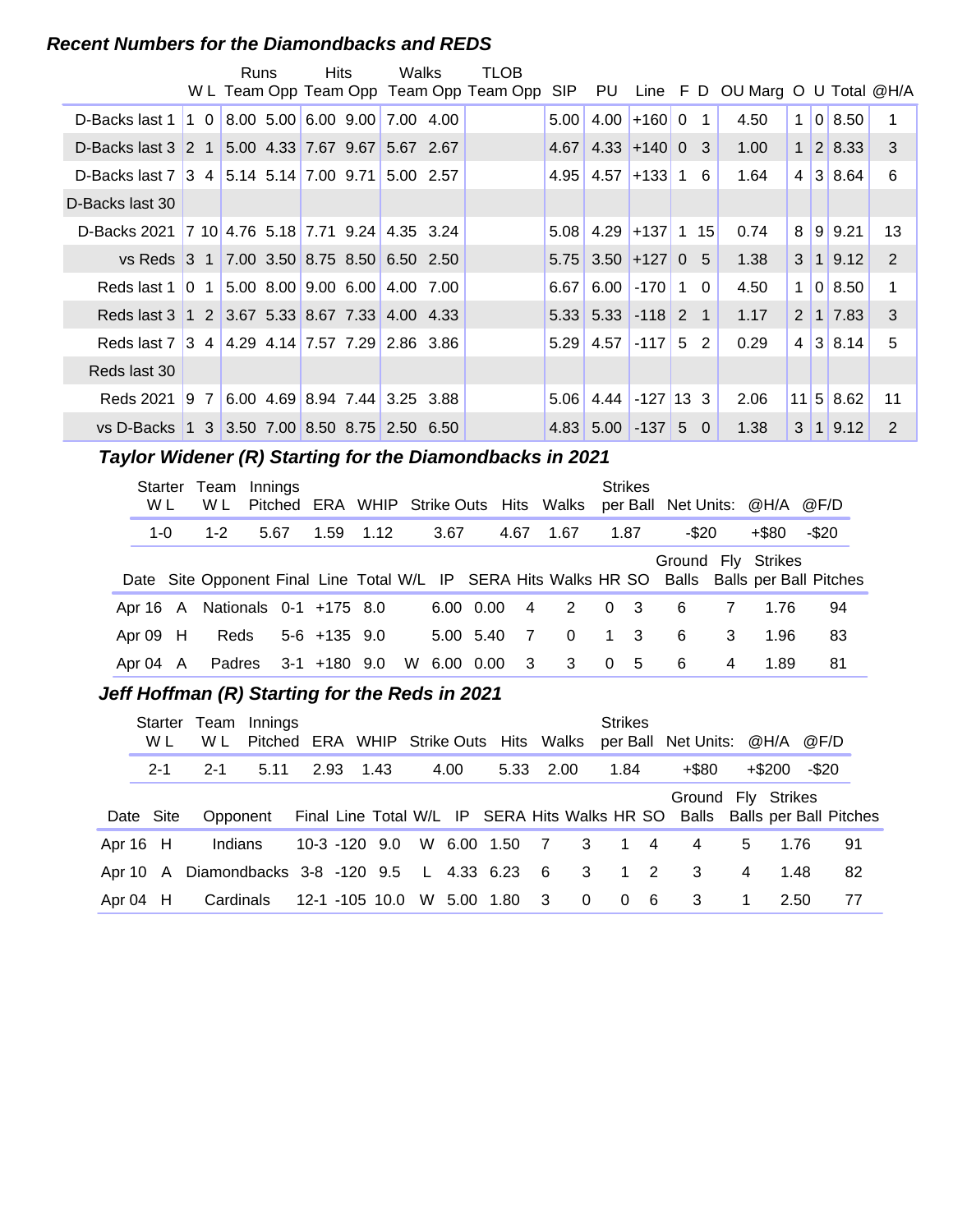## *Recent Numbers for the Diamondbacks and REDS*

| | W | L | Runs Team | Runs Opp | Hits Team | Hits Opp | Walks Team | Walks Opp | TLOB Team | TLOB Opp | SIP | PU | Line | F | D | OU Marg | O | U | Total | @H/A |
|---|---|---|---|---|---|---|---|---|---|---|---|---|---|---|---|---|---|---|---|---|
| D-Backs last 1 | 1 | 0 | 8.00 | 5.00 | 6.00 | 9.00 | 7.00 | 4.00 | | | 5.00 | 4.00 | +160 | 0 | 1 | 4.50 | 1 | 0 | 8.50 | 1 |
| D-Backs last 3 | 2 | 1 | 5.00 | 4.33 | 7.67 | 9.67 | 5.67 | 2.67 | | | 4.67 | 4.33 | +140 | 0 | 3 | 1.00 | 1 | 2 | 8.33 | 3 |
| D-Backs last 7 | 3 | 4 | 5.14 | 5.14 | 7.00 | 9.71 | 5.00 | 2.57 | | | 4.95 | 4.57 | +133 | 1 | 6 | 1.64 | 4 | 3 | 8.64 | 6 |
| D-Backs last 30 | | | | | | | | | | | | | | | | | | | | |
| D-Backs 2021 | 7 | 10 | 4.76 | 5.18 | 7.71 | 9.24 | 4.35 | 3.24 | | | 5.08 | 4.29 | +137 | 1 | 15 | 0.74 | 8 | 9 | 9.21 | 13 |
| vs Reds | 3 | 1 | 7.00 | 3.50 | 8.75 | 8.50 | 6.50 | 2.50 | | | 5.75 | 3.50 | +127 | 0 | 5 | 1.38 | 3 | 1 | 9.12 | 2 |
| Reds last 1 | 0 | 1 | 5.00 | 8.00 | 9.00 | 6.00 | 4.00 | 7.00 | | | 6.67 | 6.00 | -170 | 1 | 0 | 4.50 | 1 | 0 | 8.50 | 1 |
| Reds last 3 | 1 | 2 | 3.67 | 5.33 | 8.67 | 7.33 | 4.00 | 4.33 | | | 5.33 | 5.33 | -118 | 2 | 1 | 1.17 | 2 | 1 | 7.83 | 3 |
| Reds last 7 | 3 | 4 | 4.29 | 4.14 | 7.57 | 7.29 | 2.86 | 3.86 | | | 5.29 | 4.57 | -117 | 5 | 2 | 0.29 | 4 | 3 | 8.14 | 5 |
| Reds last 30 | | | | | | | | | | | | | | | | | | | | |
| Reds 2021 | 9 | 7 | 6.00 | 4.69 | 8.94 | 7.44 | 3.25 | 3.88 | | | 5.06 | 4.44 | -127 | 13 | 3 | 2.06 | 11 | 5 | 8.62 | 11 |
| vs D-Backs | 1 | 3 | 3.50 | 7.00 | 8.50 | 8.75 | 2.50 | 6.50 | | | 4.83 | 5.00 | -137 | 5 | 0 | 1.38 | 3 | 1 | 9.12 | 2 |

### *Taylor Widener (R) Starting for the Diamondbacks in 2021*

| Starter W L | Team W L | Innings Pitched | ERA | WHIP | Strike Outs | Hits | Walks | Strikes per Ball | Net Units: | @H/A | @F/D |
|---|---|---|---|---|---|---|---|---|---|---|---|
| 1-0 | 1-2 | 5.67 | 1.59 | 1.12 | 3.67 | 4.67 | 1.67 | 1.87 | -$20 | +$80 | -$20 |

| Date | Site | Opponent | Final | Line | Total | W/L | IP | SERA | Hits | Walks | HR | SO | Ground Balls | Fly Balls | Strikes per Ball | Pitches |
|---|---|---|---|---|---|---|---|---|---|---|---|---|---|---|---|---|
| Apr 16 | A | Nationals | 0-1 | +175 | 8.0 | | 6.00 | 0.00 | 4 | 2 | 0 | 3 | 6 | 7 | 1.76 | 94 |
| Apr 09 | H | Reds | 5-6 | +135 | 9.0 | | 5.00 | 5.40 | 7 | 0 | 1 | 3 | 6 | 3 | 1.96 | 83 |
| Apr 04 | A | Padres | 3-1 | +180 | 9.0 | W | 6.00 | 0.00 | 3 | 3 | 0 | 5 | 6 | 4 | 1.89 | 81 |

### *Jeff Hoffman (R) Starting for the Reds in 2021*

| Starter W L | Team W L | Innings Pitched | ERA | WHIP | Strike Outs | Hits | Walks | Strikes per Ball | Net Units: | @H/A | @F/D |
|---|---|---|---|---|---|---|---|---|---|---|---|
| 2-1 | 2-1 | 5.11 | 2.93 | 1.43 | 4.00 | 5.33 | 2.00 | 1.84 | +$80 | +$200 | -$20 |

| Date | Site | Opponent | Final | Line | Total | W/L | IP | SERA | Hits | Walks | HR | SO | Ground Balls | Fly Balls | Strikes per Ball | Pitches |
|---|---|---|---|---|---|---|---|---|---|---|---|---|---|---|---|---|
| Apr 16 | H | Indians | 10-3 | -120 | 9.0 | W | 6.00 | 1.50 | 7 | 3 | 1 | 4 | 4 | 5 | 1.76 | 91 |
| Apr 10 | A | Diamondbacks | 3-8 | -120 | 9.5 | L | 4.33 | 6.23 | 6 | 3 | 1 | 2 | 3 | 4 | 1.48 | 82 |
| Apr 04 | H | Cardinals | 12-1 | -105 | 10.0 | W | 5.00 | 1.80 | 3 | 0 | 0 | 6 | 3 | 1 | 2.50 | 77 |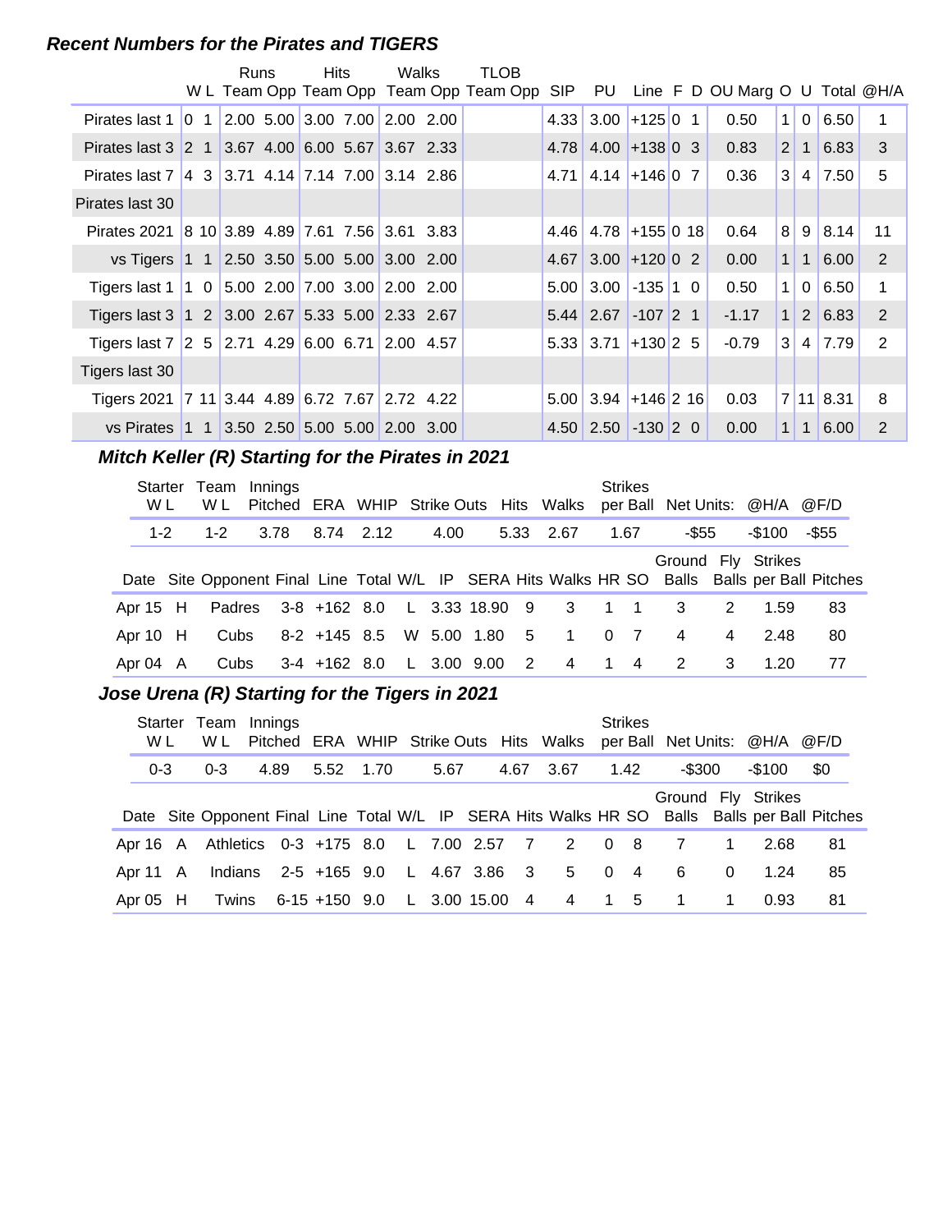### Recent Numbers for the Pirates and TIGERS

| | W | L | Runs Team | Runs Opp | Hits Team | Hits Opp | Walks Team | Walks Opp | TLOB Team | TLOB Opp | SIP | PU | Line | F | D | OU Marg | O | U | Total | @H/A |
|---|---|---|---|---|---|---|---|---|---|---|---|---|---|---|---|---|---|---|---|---|
| Pirates last 1 | 0 | 1 | 2.00 | 5.00 | 3.00 | 7.00 | 2.00 | 2.00 | | | 4.33 | 3.00 | +125 | 0 | 1 | 0.50 | 1 | 0 | 6.50 | 1 |
| Pirates last 3 | 2 | 1 | 3.67 | 4.00 | 6.00 | 5.67 | 3.67 | 2.33 | | | 4.78 | 4.00 | +138 | 0 | 3 | 0.83 | 2 | 1 | 6.83 | 3 |
| Pirates last 7 | 4 | 3 | 3.71 | 4.14 | 7.14 | 7.00 | 3.14 | 2.86 | | | 4.71 | 4.14 | +146 | 0 | 7 | 0.36 | 3 | 4 | 7.50 | 5 |
| Pirates last 30 | | | | | | | | | | | | | | | | | | | | |
| Pirates 2021 | 8 | 10 | 3.89 | 4.89 | 7.61 | 7.56 | 3.61 | 3.83 | | | 4.46 | 4.78 | +155 | 0 | 18 | 0.64 | 8 | 9 | 8.14 | 11 |
| vs Tigers | 1 | 1 | 2.50 | 3.50 | 5.00 | 5.00 | 3.00 | 2.00 | | | 4.67 | 3.00 | +120 | 0 | 2 | 0.00 | 1 | 1 | 6.00 | 2 |
| Tigers last 1 | 1 | 0 | 5.00 | 2.00 | 7.00 | 3.00 | 2.00 | 2.00 | | | 5.00 | 3.00 | -135 | 1 | 0 | 0.50 | 1 | 0 | 6.50 | 1 |
| Tigers last 3 | 1 | 2 | 3.00 | 2.67 | 5.33 | 5.00 | 2.33 | 2.67 | | | 5.44 | 2.67 | -107 | 2 | 1 | -1.17 | 1 | 2 | 6.83 | 2 |
| Tigers last 7 | 2 | 5 | 2.71 | 4.29 | 6.00 | 6.71 | 2.00 | 4.57 | | | 5.33 | 3.71 | +130 | 2 | 5 | -0.79 | 3 | 4 | 7.79 | 2 |
| Tigers last 30 | | | | | | | | | | | | | | | | | | | | |
| Tigers 2021 | 7 | 11 | 3.44 | 4.89 | 6.72 | 7.67 | 2.72 | 4.22 | | | 5.00 | 3.94 | +146 | 2 | 16 | 0.03 | 7 | 11 | 8.31 | 8 |
| vs Pirates | 1 | 1 | 3.50 | 2.50 | 5.00 | 5.00 | 2.00 | 3.00 | | | 4.50 | 2.50 | -130 | 2 | 0 | 0.00 | 1 | 1 | 6.00 | 2 |

### Mitch Keller (R) Starting for the Pirates in 2021

| Starter W L | Team W L | Innings Pitched | ERA | WHIP | Strike Outs | Hits | Walks | Strikes per Ball | Net Units: | @H/A | @F/D |
|---|---|---|---|---|---|---|---|---|---|---|---|
| 1-2 | 1-2 | 3.78 | 8.74 | 2.12 | 4.00 | 5.33 | 2.67 | 1.67 | -$55 | -$100 | -$55 |

| Date | Site | Opponent | Final | Line | Total | W/L | IP | SERA | Hits | Walks | HR | SO | Ground Balls | Fly Balls | Strikes per Ball | Pitches |
|---|---|---|---|---|---|---|---|---|---|---|---|---|---|---|---|---|
| Apr 15 | H | Padres | 3-8 | +162 | 8.0 | L | 3.33 | 18.90 | 9 | 3 | 1 | 1 | 3 | 2 | 1.59 | 83 |
| Apr 10 | H | Cubs | 8-2 | +145 | 8.5 | W | 5.00 | 1.80 | 5 | 1 | 0 | 7 | 4 | 4 | 2.48 | 80 |
| Apr 04 | A | Cubs | 3-4 | +162 | 8.0 | L | 3.00 | 9.00 | 2 | 4 | 1 | 4 | 2 | 3 | 1.20 | 77 |

### Jose Urena (R) Starting for the Tigers in 2021

| Starter W L | Team W L | Innings Pitched | ERA | WHIP | Strike Outs | Hits | Walks | Strikes per Ball | Net Units: | @H/A | @F/D |
|---|---|---|---|---|---|---|---|---|---|---|---|
| 0-3 | 0-3 | 4.89 | 5.52 | 1.70 | 5.67 | 4.67 | 3.67 | 1.42 | -$300 | -$100 | $0 |

| Date | Site | Opponent | Final | Line | Total | W/L | IP | SERA | Hits | Walks | HR | SO | Ground Balls | Fly Balls | Strikes per Ball | Pitches |
|---|---|---|---|---|---|---|---|---|---|---|---|---|---|---|---|---|
| Apr 16 | A | Athletics | 0-3 | +175 | 8.0 | L | 7.00 | 2.57 | 7 | 2 | 0 | 8 | 7 | 1 | 2.68 | 81 |
| Apr 11 | A | Indians | 2-5 | +165 | 9.0 | L | 4.67 | 3.86 | 3 | 5 | 0 | 4 | 6 | 0 | 1.24 | 85 |
| Apr 05 | H | Twins | 6-15 | +150 | 9.0 | L | 3.00 | 15.00 | 4 | 4 | 1 | 5 | 1 | 1 | 0.93 | 81 |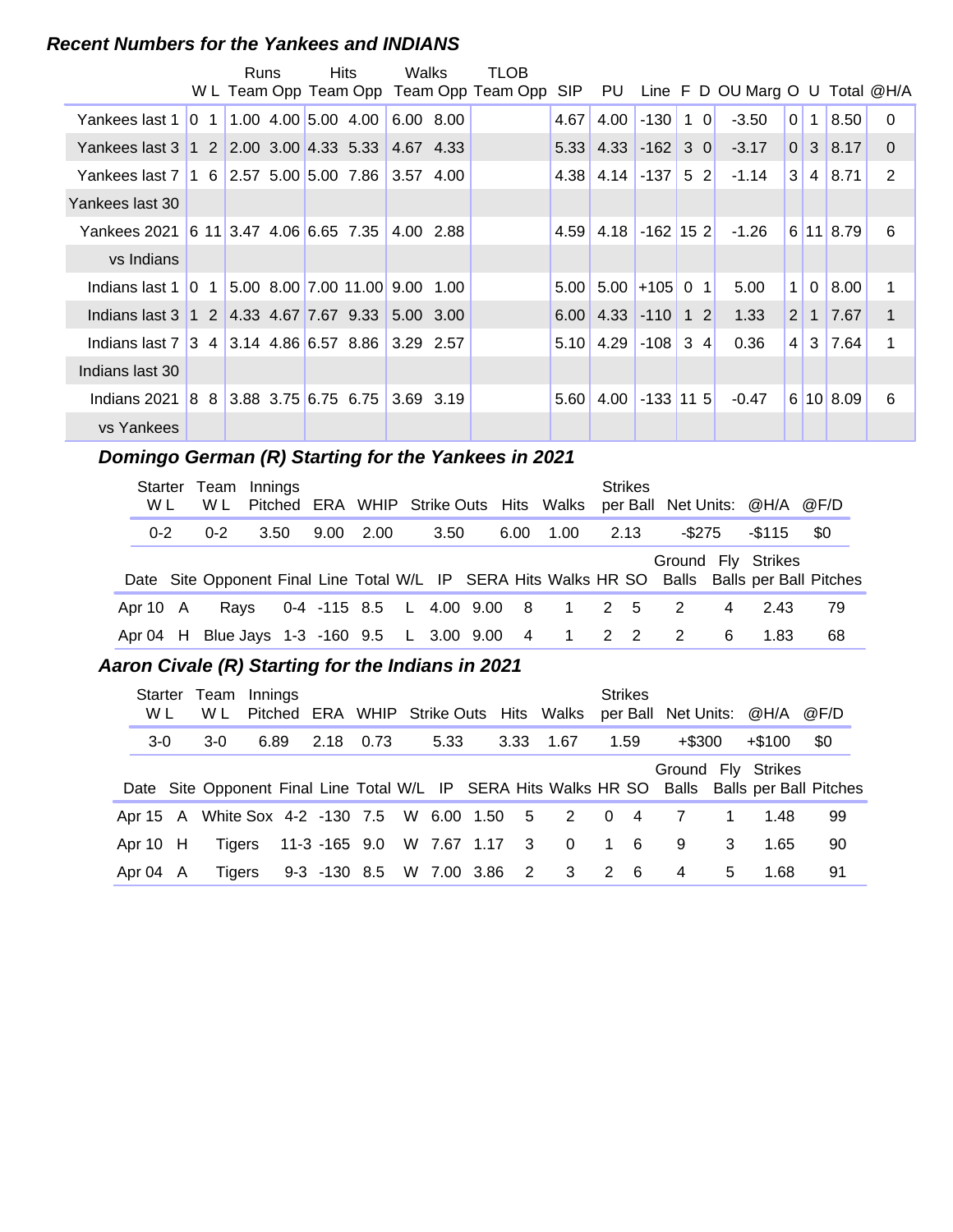### Recent Numbers for the Yankees and INDIANS

| | W | L | Runs Team | Runs Opp | Hits Team | Hits Opp | Walks Team | Walks Opp | TLOB Team | TLOB Opp | SIP | PU | Line | F | D | OU Marg | O | U | Total | @H/A |
|---|---|---|---|---|---|---|---|---|---|---|---|---|---|---|---|---|---|---|---|---|
| Yankees last 1 | 0 | 1 | 1.00 | 4.00 | 5.00 | 4.00 | 6.00 | 8.00 | | | 4.67 | 4.00 | -130 | 1 | 0 | -3.50 | 0 | 1 | 8.50 | 0 |
| Yankees last 3 | 1 | 2 | 2.00 | 3.00 | 4.33 | 5.33 | 4.67 | 4.33 | | | 5.33 | 4.33 | -162 | 3 | 0 | -3.17 | 0 | 3 | 8.17 | 0 |
| Yankees last 7 | 1 | 6 | 2.57 | 5.00 | 5.00 | 7.86 | 3.57 | 4.00 | | | 4.38 | 4.14 | -137 | 5 | 2 | -1.14 | 3 | 4 | 8.71 | 2 |
| Yankees last 30 | | | | | | | | | | | | | | | | | | | | |
| Yankees 2021 | 6 | 11 | 3.47 | 4.06 | 6.65 | 7.35 | 4.00 | 2.88 | | | 4.59 | 4.18 | -162 | 15 | 2 | -1.26 | 6 | 11 | 8.79 | 6 |
| vs Indians | | | | | | | | | | | | | | | | | | | | |
| Indians last 1 | 0 | 1 | 5.00 | 8.00 | 7.00 | 11.00 | 9.00 | 1.00 | | | 5.00 | 5.00 | +105 | 0 | 1 | 5.00 | 1 | 0 | 8.00 | 1 |
| Indians last 3 | 1 | 2 | 4.33 | 4.67 | 7.67 | 9.33 | 5.00 | 3.00 | | | 6.00 | 4.33 | -110 | 1 | 2 | 1.33 | 2 | 1 | 7.67 | 1 |
| Indians last 7 | 3 | 4 | 3.14 | 4.86 | 6.57 | 8.86 | 3.29 | 2.57 | | | 5.10 | 4.29 | -108 | 3 | 4 | 0.36 | 4 | 3 | 7.64 | 1 |
| Indians last 30 | | | | | | | | | | | | | | | | | | | | |
| Indians 2021 | 8 | 8 | 3.88 | 3.75 | 6.75 | 6.75 | 3.69 | 3.19 | | | 5.60 | 4.00 | -133 | 11 | 5 | -0.47 | 6 | 10 | 8.09 | 6 |
| vs Yankees | | | | | | | | | | | | | | | | | | | | |

### Domingo German (R) Starting for the Yankees in 2021

| Starter W L | Team W L | Innings Pitched | ERA | WHIP | Strike Outs | Hits | Walks | Strikes per Ball | Net Units: | @H/A | @F/D |
|---|---|---|---|---|---|---|---|---|---|---|---|
| 0-2 | 0-2 | 3.50 | 9.00 | 2.00 | 3.50 | 6.00 | 1.00 | 2.13 | -$275 | -$115 | $0 |

| Date | Site | Opponent | Final | Line | Total | W/L | IP | SERA | Hits | Walks | HR | SO | Ground Balls | Fly Balls | Strikes per Ball | Pitches |
|---|---|---|---|---|---|---|---|---|---|---|---|---|---|---|---|---|
| Apr 10 | A | Rays | 0-4 | -115 | 8.5 | L | 4.00 | 9.00 | 8 | 1 | 2 | 5 | 2 | 4 | 2.43 | 79 |
| Apr 04 | H | Blue Jays | 1-3 | -160 | 9.5 | L | 3.00 | 9.00 | 4 | 1 | 2 | 2 | 2 | 6 | 1.83 | 68 |

### Aaron Civale (R) Starting for the Indians in 2021

| Starter W L | Team W L | Innings Pitched | ERA | WHIP | Strike Outs | Hits | Walks | Strikes per Ball | Net Units: | @H/A | @F/D |
|---|---|---|---|---|---|---|---|---|---|---|---|
| 3-0 | 3-0 | 6.89 | 2.18 | 0.73 | 5.33 | 3.33 | 1.67 | 1.59 | +$300 | +$100 | $0 |

| Date | Site | Opponent | Final | Line | Total | W/L | IP | SERA | Hits | Walks | HR | SO | Ground Balls | Fly Balls | Strikes per Ball | Pitches |
|---|---|---|---|---|---|---|---|---|---|---|---|---|---|---|---|---|
| Apr 15 | A | White Sox | 4-2 | -130 | 7.5 | W | 6.00 | 1.50 | 5 | 2 | 0 | 4 | 7 | 1 | 1.48 | 99 |
| Apr 10 | H | Tigers | 11-3 | -165 | 9.0 | W | 7.67 | 1.17 | 3 | 0 | 1 | 6 | 9 | 3 | 1.65 | 90 |
| Apr 04 | A | Tigers | 9-3 | -130 | 8.5 | W | 7.00 | 3.86 | 2 | 3 | 2 | 6 | 4 | 5 | 1.68 | 91 |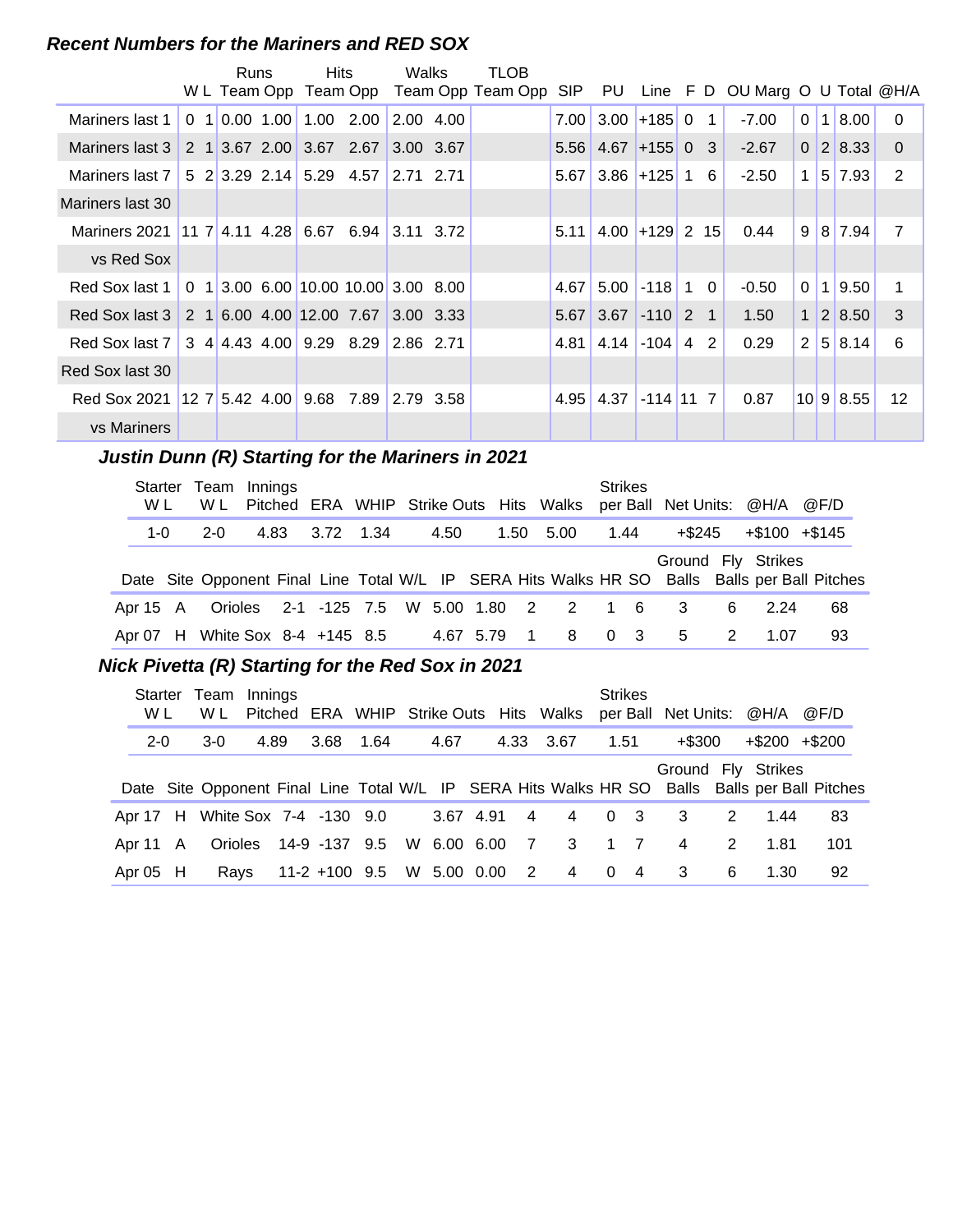### Recent Numbers for the Mariners and RED SOX

| | W | L | Runs Team | Runs Opp | Hits Team | Hits Opp | Walks Team | Walks Opp | TLOB Team | TLOB Opp | SIP | PU | Line | F | D | OU Marg | O | U | Total | @H/A |
|---|---|---|---|---|---|---|---|---|---|---|---|---|---|---|---|---|---|---|---|---|
| Mariners last 1 | 0 | 1 | 0.00 | 1.00 | 1.00 | 2.00 | 2.00 | 4.00 | | | 7.00 | 3.00 | +185 | 0 | 1 | -7.00 | 0 | 1 | 8.00 | 0 |
| Mariners last 3 | 2 | 1 | 3.67 | 2.00 | 3.67 | 2.67 | 3.00 | 3.67 | | | 5.56 | 4.67 | +155 | 0 | 3 | -2.67 | 0 | 2 | 8.33 | 0 |
| Mariners last 7 | 5 | 2 | 3.29 | 2.14 | 5.29 | 4.57 | 2.71 | 2.71 | | | 5.67 | 3.86 | +125 | 1 | 6 | -2.50 | 1 | 5 | 7.93 | 2 |
| Mariners last 30 | | | | | | | | | | | | | | | | | | | | |
| Mariners 2021 | 11 | 7 | 4.11 | 4.28 | 6.67 | 6.94 | 3.11 | 3.72 | | | 5.11 | 4.00 | +129 | 2 | 15 | 0.44 | 9 | 8 | 7.94 | 7 |
| vs Red Sox | | | | | | | | | | | | | | | | | | | | |
| Red Sox last 1 | 0 | 1 | 3.00 | 6.00 | 10.00 | 10.00 | 3.00 | 8.00 | | | 4.67 | 5.00 | -118 | 1 | 0 | -0.50 | 0 | 1 | 9.50 | 1 |
| Red Sox last 3 | 2 | 1 | 6.00 | 4.00 | 12.00 | 7.67 | 3.00 | 3.33 | | | 5.67 | 3.67 | -110 | 2 | 1 | 1.50 | 1 | 2 | 8.50 | 3 |
| Red Sox last 7 | 3 | 4 | 4.43 | 4.00 | 9.29 | 8.29 | 2.86 | 2.71 | | | 4.81 | 4.14 | -104 | 4 | 2 | 0.29 | 2 | 5 | 8.14 | 6 |
| Red Sox last 30 | | | | | | | | | | | | | | | | | | | | |
| Red Sox 2021 | 12 | 7 | 5.42 | 4.00 | 9.68 | 7.89 | 2.79 | 3.58 | | | 4.95 | 4.37 | -114 | 11 | 7 | 0.87 | 10 | 9 | 8.55 | 12 |
| vs Mariners | | | | | | | | | | | | | | | | | | | | |

### Justin Dunn (R) Starting for the Mariners in 2021

| Starter W L | Team W L | Innings Pitched | ERA | WHIP | Strike Outs | Hits | Walks | Strikes per Ball | Net Units: | @H/A | @F/D |
|---|---|---|---|---|---|---|---|---|---|---|---|
| 1-0 | 2-0 | 4.83 | 3.72 | 1.34 | 4.50 | 1.50 | 5.00 | 1.44 | +$245 | +$100 | +$145 |

| Date | Site | Opponent | Final | Line | Total | W/L | IP | SERA | Hits | Walks | HR | SO | Ground Balls | Fly Balls | Strikes per Ball | Pitches |
|---|---|---|---|---|---|---|---|---|---|---|---|---|---|---|---|---|
| Apr 15 | A | Orioles | 2-1 | -125 | 7.5 | W | 5.00 | 1.80 | 2 | 2 | 1 | 6 | 3 | 6 | 2.24 | 68 |
| Apr 07 | H | White Sox | 8-4 | +145 | 8.5 | | 4.67 | 5.79 | 1 | 8 | 0 | 3 | 5 | 2 | 1.07 | 93 |

### Nick Pivetta (R) Starting for the Red Sox in 2021

| Starter W L | Team W L | Innings Pitched | ERA | WHIP | Strike Outs | Hits | Walks | Strikes per Ball | Net Units: | @H/A | @F/D |
|---|---|---|---|---|---|---|---|---|---|---|---|
| 2-0 | 3-0 | 4.89 | 3.68 | 1.64 | 4.67 | 4.33 | 3.67 | 1.51 | +$300 | +$200 | +$200 |

| Date | Site | Opponent | Final | Line | Total | W/L | IP | SERA | Hits | Walks | HR | SO | Ground Balls | Fly Balls | Strikes per Ball | Pitches |
|---|---|---|---|---|---|---|---|---|---|---|---|---|---|---|---|---|
| Apr 17 | H | White Sox | 7-4 | -130 | 9.0 | | 3.67 | 4.91 | 4 | 4 | 0 | 3 | 3 | 2 | 1.44 | 83 |
| Apr 11 | A | Orioles | 14-9 | -137 | 9.5 | W | 6.00 | 6.00 | 7 | 3 | 1 | 7 | 4 | 2 | 1.81 | 101 |
| Apr 05 | H | Rays | 11-2 | +100 | 9.5 | W | 5.00 | 0.00 | 2 | 4 | 0 | 4 | 3 | 6 | 1.30 | 92 |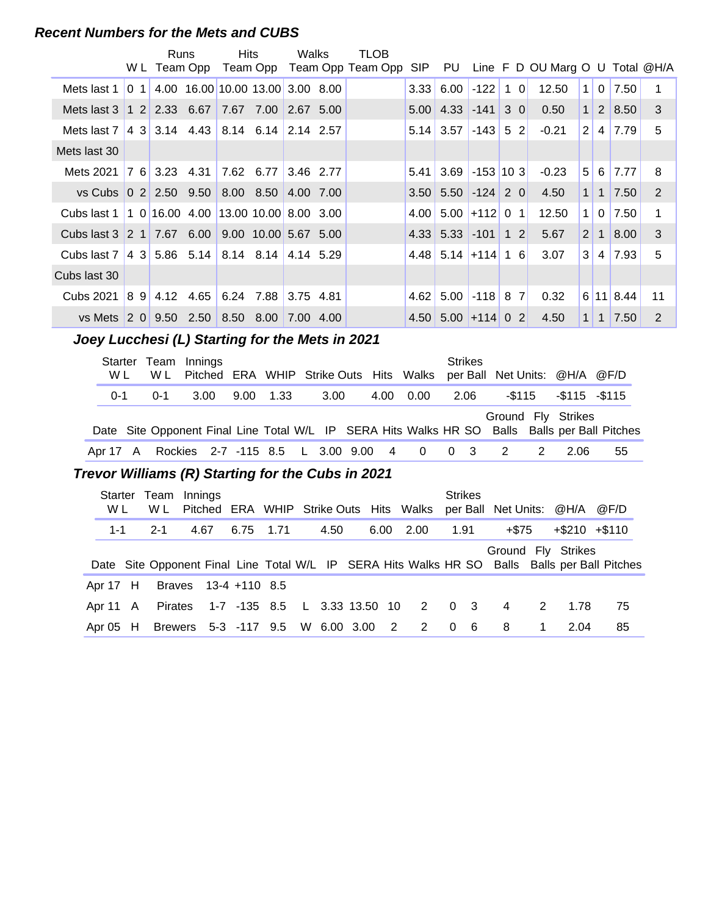### *Recent Numbers for the Mets and CUBS*

| | W | L | Runs Team | Runs Opp | Hits Team | Hits Opp | Walks Team | Walks Opp | TLOB Team | TLOB Opp | SIP | PU | Line | F | D | OU Marg | O | U | Total | @H/A |
|---|---|---|---|---|---|---|---|---|---|---|---|---|---|---|---|---|---|---|---|---|
| Mets last 1 | 0 | 1 | 4.00 | 16.00 | 10.00 | 13.00 | 3.00 | 8.00 | | | 3.33 | 6.00 | -122 | 1 | 0 | 12.50 | 1 | 0 | 7.50 | 1 |
| Mets last 3 | 1 | 2 | 2.33 | 6.67 | 7.67 | 7.00 | 2.67 | 5.00 | | | 5.00 | 4.33 | -141 | 3 | 0 | 0.50 | 1 | 2 | 8.50 | 3 |
| Mets last 7 | 4 | 3 | 3.14 | 4.43 | 8.14 | 6.14 | 2.14 | 2.57 | | | 5.14 | 3.57 | -143 | 5 | 2 | -0.21 | 2 | 4 | 7.79 | 5 |
| Mets last 30 | | | | | | | | | | | | | | | | | | | | |
| Mets 2021 | 7 | 6 | 3.23 | 4.31 | 7.62 | 6.77 | 3.46 | 2.77 | | | 5.41 | 3.69 | -153 | 10 | 3 | -0.23 | 5 | 6 | 7.77 | 8 |
| vs Cubs | 0 | 2 | 2.50 | 9.50 | 8.00 | 8.50 | 4.00 | 7.00 | | | 3.50 | 5.50 | -124 | 2 | 0 | 4.50 | 1 | 1 | 7.50 | 2 |
| Cubs last 1 | 1 | 0 | 16.00 | 4.00 | 13.00 | 10.00 | 8.00 | 3.00 | | | 4.00 | 5.00 | +112 | 0 | 1 | 12.50 | 1 | 0 | 7.50 | 1 |
| Cubs last 3 | 2 | 1 | 7.67 | 6.00 | 9.00 | 10.00 | 5.67 | 5.00 | | | 4.33 | 5.33 | -101 | 1 | 2 | 5.67 | 2 | 1 | 8.00 | 3 |
| Cubs last 7 | 4 | 3 | 5.86 | 5.14 | 8.14 | 8.14 | 4.14 | 5.29 | | | 4.48 | 5.14 | +114 | 1 | 6 | 3.07 | 3 | 4 | 7.93 | 5 |
| Cubs last 30 | | | | | | | | | | | | | | | | | | | | |
| Cubs 2021 | 8 | 9 | 4.12 | 4.65 | 6.24 | 7.88 | 3.75 | 4.81 | | | 4.62 | 5.00 | -118 | 8 | 7 | 0.32 | 6 | 11 | 8.44 | 11 |
| vs Mets | 2 | 0 | 9.50 | 2.50 | 8.50 | 8.00 | 7.00 | 4.00 | | | 4.50 | 5.00 | +114 | 0 | 2 | 4.50 | 1 | 1 | 7.50 | 2 |

### *Joey Lucchesi (L) Starting for the Mets in 2021*

| Starter W L | Team W L | Innings Pitched | ERA | WHIP | Strike Outs | Hits | Walks | Strikes per Ball | Net Units: | @H/A | @F/D |
|---|---|---|---|---|---|---|---|---|---|---|---|
| 0-1 | 0-1 | 3.00 | 9.00 | 1.33 | 3.00 | 4.00 | 0.00 | 2.06 | -$115 | -$115 | -$115 |

| Date | Site | Opponent | Final | Line | Total | W/L | IP | SERA | Hits | Walks | HR | SO | Ground Balls | Fly Balls | Strikes per Ball | Pitches |
|---|---|---|---|---|---|---|---|---|---|---|---|---|---|---|---|---|
| Apr 17 | A | Rockies | 2-7 | -115 | 8.5 | L | 3.00 | 9.00 | 4 | 0 | 0 | 3 | 2 | 2 | 2.06 | 55 |

### *Trevor Williams (R) Starting for the Cubs in 2021*

| Starter W L | Team W L | Innings Pitched | ERA | WHIP | Strike Outs | Hits | Walks | Strikes per Ball | Net Units: | @H/A | @F/D |
|---|---|---|---|---|---|---|---|---|---|---|---|
| 1-1 | 2-1 | 4.67 | 6.75 | 1.71 | 4.50 | 6.00 | 2.00 | 1.91 | +$75 | +$210 | +$110 |

| Date | Site | Opponent | Final | Line | Total | W/L | IP | SERA | Hits | Walks | HR | SO | Ground Balls | Fly Balls | Strikes per Ball | Pitches |
|---|---|---|---|---|---|---|---|---|---|---|---|---|---|---|---|---|
| Apr 17 | H | Braves | 13-4 | +110 | 8.5 | | | | | | | | | | | |
| Apr 11 | A | Pirates | 1-7 | -135 | 8.5 | L | 3.33 | 13.50 | 10 | 2 | 0 | 3 | 4 | 2 | 1.78 | 75 |
| Apr 05 | H | Brewers | 5-3 | -117 | 9.5 | W | 6.00 | 3.00 | 2 | 2 | 0 | 6 | 8 | 1 | 2.04 | 85 |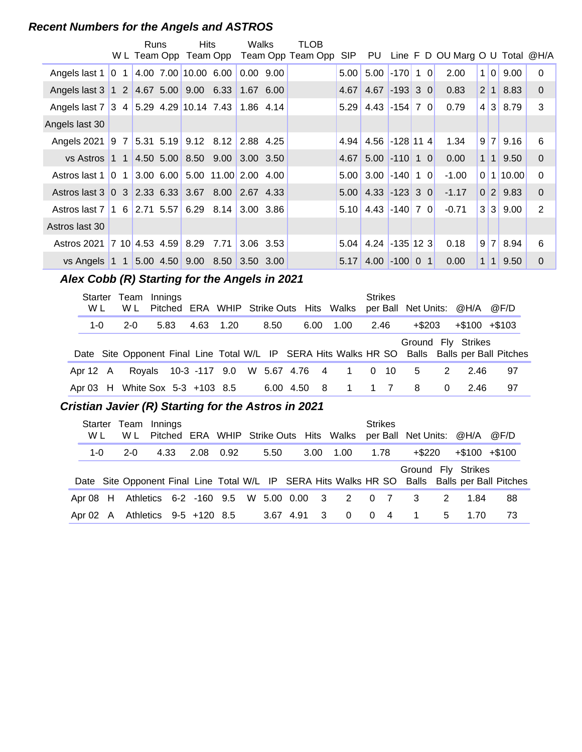## Recent Numbers for the Angels and ASTROS

| | W | L | Runs Team | Runs Opp | Hits Team | Hits Opp | Walks Team | Walks Opp | TLOB Team | TLOB Opp | SIP | PU | Line | F | D | OU Marg | O | U | Total | @H/A |
|---|---|---|---|---|---|---|---|---|---|---|---|---|---|---|---|---|---|---|---|---|
| Angels last 1 | 0 | 1 | 4.00 | 7.00 | 10.00 | 6.00 | 0.00 | 9.00 | | | 5.00 | 5.00 | -170 | 1 | 0 | 2.00 | 1 | 0 | 9.00 | 0 |
| Angels last 3 | 1 | 2 | 4.67 | 5.00 | 9.00 | 6.33 | 1.67 | 6.00 | | | 4.67 | 4.67 | -193 | 3 | 0 | 0.83 | 2 | 1 | 8.83 | 0 |
| Angels last 7 | 3 | 4 | 5.29 | 4.29 | 10.14 | 7.43 | 1.86 | 4.14 | | | 5.29 | 4.43 | -154 | 7 | 0 | 0.79 | 4 | 3 | 8.79 | 3 |
| Angels last 30 | | | | | | | | | | | | | | | | | | | | |
| Angels 2021 | 9 | 7 | 5.31 | 5.19 | 9.12 | 8.12 | 2.88 | 4.25 | | | 4.94 | 4.56 | -128 | 11 | 4 | 1.34 | 9 | 7 | 9.16 | 6 |
| vs Astros | 1 | 1 | 4.50 | 5.00 | 8.50 | 9.00 | 3.00 | 3.50 | | | 4.67 | 5.00 | -110 | 1 | 0 | 0.00 | 1 | 1 | 9.50 | 0 |
| Astros last 1 | 0 | 1 | 3.00 | 6.00 | 5.00 | 11.00 | 2.00 | 4.00 | | | 5.00 | 3.00 | -140 | 1 | 0 | -1.00 | 0 | 1 | 10.00 | 0 |
| Astros last 3 | 0 | 3 | 2.33 | 6.33 | 3.67 | 8.00 | 2.67 | 4.33 | | | 5.00 | 4.33 | -123 | 3 | 0 | -1.17 | 0 | 2 | 9.83 | 0 |
| Astros last 7 | 1 | 6 | 2.71 | 5.57 | 6.29 | 8.14 | 3.00 | 3.86 | | | 5.10 | 4.43 | -140 | 7 | 0 | -0.71 | 3 | 3 | 9.00 | 2 |
| Astros last 30 | | | | | | | | | | | | | | | | | | | | |
| Astros 2021 | 7 | 10 | 4.53 | 4.59 | 8.29 | 7.71 | 3.06 | 3.53 | | | 5.04 | 4.24 | -135 | 12 | 3 | 0.18 | 9 | 7 | 8.94 | 6 |
| vs Angels | 1 | 1 | 5.00 | 4.50 | 9.00 | 8.50 | 3.50 | 3.00 | | | 5.17 | 4.00 | -100 | 0 | 1 | 0.00 | 1 | 1 | 9.50 | 0 |

### Alex Cobb (R) Starting for the Angels in 2021

| Starter W L | Team W L | Innings Pitched | ERA | WHIP | Strike Outs | Hits | Walks | Strikes per Ball | Net Units: | @H/A | @F/D |
|---|---|---|---|---|---|---|---|---|---|---|---|
| 1-0 | 2-0 | 5.83 | 4.63 | 1.20 | 8.50 | 6.00 | 1.00 | 2.46 | +$203 | +$100 | +$103 |

| Date | Site | Opponent | Final | Line | Total | W/L | IP | SERA | Hits | Walks | HR | SO | Ground Balls | Fly Balls | Strikes per Ball | Pitches |
|---|---|---|---|---|---|---|---|---|---|---|---|---|---|---|---|---|
| Apr 12 | A | Royals | 10-3 | -117 | 9.0 | W | 5.67 | 4.76 | 4 | 1 | 0 | 10 | 5 | 2 | 2.46 | 97 |
| Apr 03 | H | White Sox | 5-3 | +103 | 8.5 | | 6.00 | 4.50 | 8 | 1 | 1 | 7 | 8 | 0 | 2.46 | 97 |

### Cristian Javier (R) Starting for the Astros in 2021

| Starter W L | Team W L | Innings Pitched | ERA | WHIP | Strike Outs | Hits | Walks | Strikes per Ball | Net Units: | @H/A | @F/D |
|---|---|---|---|---|---|---|---|---|---|---|---|
| 1-0 | 2-0 | 4.33 | 2.08 | 0.92 | 5.50 | 3.00 | 1.00 | 1.78 | +$220 | +$100 | +$100 |

| Date | Site | Opponent | Final | Line | Total | W/L | IP | SERA | Hits | Walks | HR | SO | Ground Balls | Fly Balls | Strikes per Ball | Pitches |
|---|---|---|---|---|---|---|---|---|---|---|---|---|---|---|---|---|
| Apr 08 | H | Athletics | 6-2 | -160 | 9.5 | W | 5.00 | 0.00 | 3 | 2 | 0 | 7 | 3 | 2 | 1.84 | 88 |
| Apr 02 | A | Athletics | 9-5 | +120 | 8.5 | | 3.67 | 4.91 | 3 | 0 | 0 | 4 | 1 | 5 | 1.70 | 73 |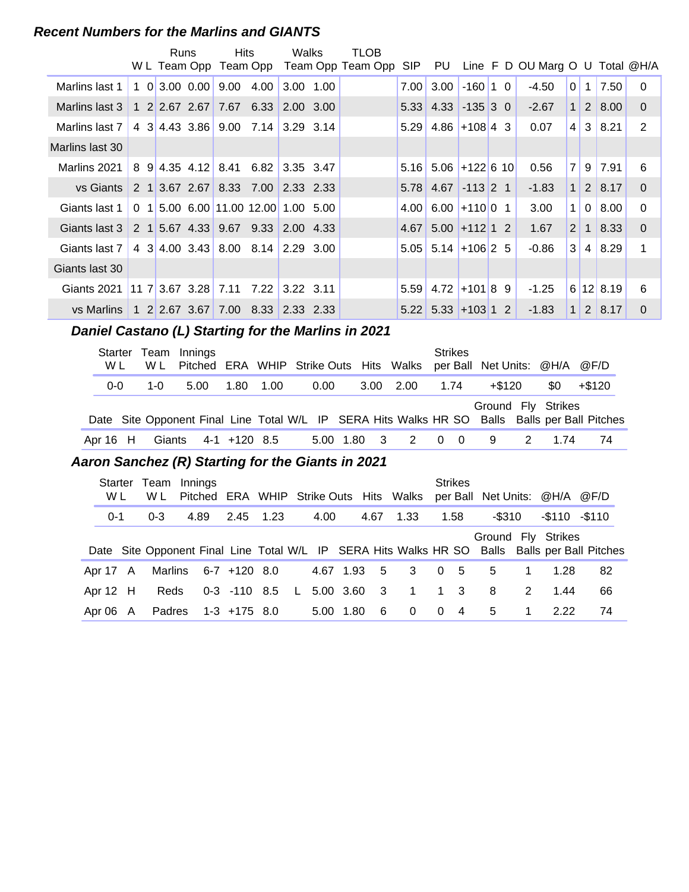### *Recent Numbers for the Marlins and GIANTS*

| | W | L | Runs Team | Runs Opp | Hits Team | Hits Opp | Walks Team | Walks Opp | TLOB Team | TLOB Opp | SIP | PU | Line | F | D | OU Marg | O | U | Total | @H/A |
|---|---|---|---|---|---|---|---|---|---|---|---|---|---|---|---|---|---|---|---|---|
| Marlins last 1 | 1 | 0 | 3.00 | 0.00 | 9.00 | 4.00 | 3.00 | 1.00 | | | 7.00 | 3.00 | -160 | 1 | 0 | -4.50 | 0 | 1 | 7.50 | 0 |
| Marlins last 3 | 1 | 2 | 2.67 | 2.67 | 7.67 | 6.33 | 2.00 | 3.00 | | | 5.33 | 4.33 | -135 | 3 | 0 | -2.67 | 1 | 2 | 8.00 | 0 |
| Marlins last 7 | 4 | 3 | 4.43 | 3.86 | 9.00 | 7.14 | 3.29 | 3.14 | | | 5.29 | 4.86 | +108 | 4 | 3 | 0.07 | 4 | 3 | 8.21 | 2 |
| Marlins last 30 | | | | | | | | | | | | | | | | | | | | |
| Marlins 2021 | 8 | 9 | 4.35 | 4.12 | 8.41 | 6.82 | 3.35 | 3.47 | | | 5.16 | 5.06 | +122 | 6 | 10 | 0.56 | 7 | 9 | 7.91 | 6 |
| vs Giants | 2 | 1 | 3.67 | 2.67 | 8.33 | 7.00 | 2.33 | 2.33 | | | 5.78 | 4.67 | -113 | 2 | 1 | -1.83 | 1 | 2 | 8.17 | 0 |
| Giants last 1 | 0 | 1 | 5.00 | 6.00 | 11.00 | 12.00 | 1.00 | 5.00 | | | 4.00 | 6.00 | +110 | 0 | 1 | 3.00 | 1 | 0 | 8.00 | 0 |
| Giants last 3 | 2 | 1 | 5.67 | 4.33 | 9.67 | 9.33 | 2.00 | 4.33 | | | 4.67 | 5.00 | +112 | 1 | 2 | 1.67 | 2 | 1 | 8.33 | 0 |
| Giants last 7 | 4 | 3 | 4.00 | 3.43 | 8.00 | 8.14 | 2.29 | 3.00 | | | 5.05 | 5.14 | +106 | 2 | 5 | -0.86 | 3 | 4 | 8.29 | 1 |
| Giants last 30 | | | | | | | | | | | | | | | | | | | | |
| Giants 2021 | 11 | 7 | 3.67 | 3.28 | 7.11 | 7.22 | 3.22 | 3.11 | | | 5.59 | 4.72 | +101 | 8 | 9 | -1.25 | 6 | 12 | 8.19 | 6 |
| vs Marlins | 1 | 2 | 2.67 | 3.67 | 7.00 | 8.33 | 2.33 | 2.33 | | | 5.22 | 5.33 | +103 | 1 | 2 | -1.83 | 1 | 2 | 8.17 | 0 |

### *Daniel Castano (L) Starting for the Marlins in 2021*

| Starter W L | Team W L | Innings Pitched | ERA | WHIP | Strike Outs | Hits | Walks | Strikes per Ball | Net Units: | @H/A | @F/D |
|---|---|---|---|---|---|---|---|---|---|---|---|
| 0-0 | 1-0 | 5.00 | 1.80 | 1.00 | 0.00 | 3.00 | 2.00 | 1.74 | +$120 | $0 | +$120 |

| Date | Site | Opponent | Final | Line | Total | W/L | IP | SERA | Hits | Walks | HR | SO | Ground Balls | Fly Balls | Strikes per Ball | Pitches |
|---|---|---|---|---|---|---|---|---|---|---|---|---|---|---|---|---|
| Apr 16 | H | Giants | 4-1 | +120 | 8.5 | | 5.00 | 1.80 | 3 | 2 | 0 | 0 | 9 | 2 | 1.74 | 74 |

### *Aaron Sanchez (R) Starting for the Giants in 2021*

| Starter W L | Team W L | Innings Pitched | ERA | WHIP | Strike Outs | Hits | Walks | Strikes per Ball | Net Units: | @H/A | @F/D |
|---|---|---|---|---|---|---|---|---|---|---|---|
| 0-1 | 0-3 | 4.89 | 2.45 | 1.23 | 4.00 | 4.67 | 1.33 | 1.58 | -$310 | -$110 | -$110 |

| Date | Site | Opponent | Final | Line | Total | W/L | IP | SERA | Hits | Walks | HR | SO | Ground Balls | Fly Balls | Strikes per Ball | Pitches |
|---|---|---|---|---|---|---|---|---|---|---|---|---|---|---|---|---|
| Apr 17 | A | Marlins | 6-7 | +120 | 8.0 | | 4.67 | 1.93 | 5 | 3 | 0 | 5 | 5 | 1 | 1.28 | 82 |
| Apr 12 | H | Reds | 0-3 | -110 | 8.5 | L | 5.00 | 3.60 | 3 | 1 | 1 | 3 | 8 | 2 | 1.44 | 66 |
| Apr 06 | A | Padres | 1-3 | +175 | 8.0 | | 5.00 | 1.80 | 6 | 0 | 0 | 4 | 5 | 1 | 2.22 | 74 |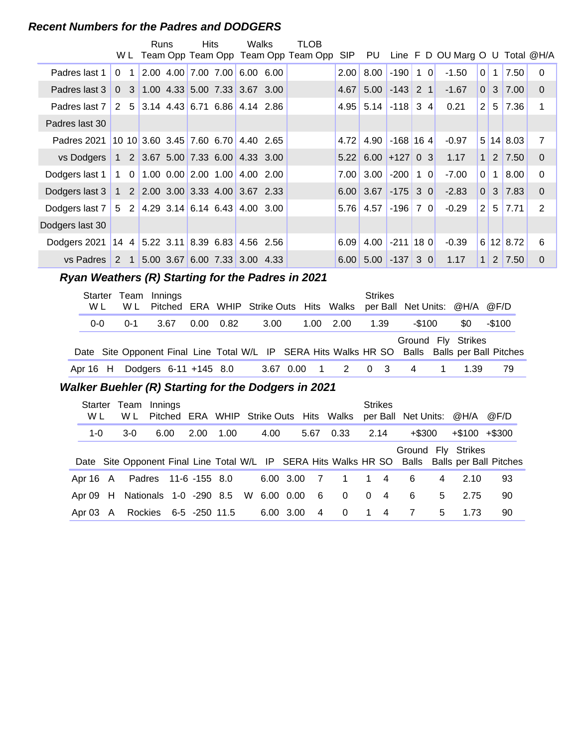## Recent Numbers for the Padres and DODGERS

| | W | L | Runs Team | Runs Opp | Hits Team | Hits Opp | Walks Team | Walks Opp | TLOB Team | TLOB Opp | SIP | PU | Line | F | D | OU Marg | O | U | Total | @H/A |
|---|---|---|---|---|---|---|---|---|---|---|---|---|---|---|---|---|---|---|---|---|
| Padres last 1 | 0 | 1 | 2.00 | 4.00 | 7.00 | 7.00 | 6.00 | 6.00 | | | 2.00 | 8.00 | -190 | 1 | 0 | -1.50 | 0 | 1 | 7.50 | 0 |
| Padres last 3 | 0 | 3 | 1.00 | 4.33 | 5.00 | 7.33 | 3.67 | 3.00 | | | 4.67 | 5.00 | -143 | 2 | 1 | -1.67 | 0 | 3 | 7.00 | 0 |
| Padres last 7 | 2 | 5 | 3.14 | 4.43 | 6.71 | 6.86 | 4.14 | 2.86 | | | 4.95 | 5.14 | -118 | 3 | 4 | 0.21 | 2 | 5 | 7.36 | 1 |
| Padres last 30 | | | | | | | | | | | | | | | | | | | | |
| Padres 2021 | 10 | 10 | 3.60 | 3.45 | 7.60 | 6.70 | 4.40 | 2.65 | | | 4.72 | 4.90 | -168 | 16 | 4 | -0.97 | 5 | 14 | 8.03 | 7 |
| vs Dodgers | 1 | 2 | 3.67 | 5.00 | 7.33 | 6.00 | 4.33 | 3.00 | | | 5.22 | 6.00 | +127 | 0 | 3 | 1.17 | 1 | 2 | 7.50 | 0 |
| Dodgers last 1 | 1 | 0 | 1.00 | 0.00 | 2.00 | 1.00 | 4.00 | 2.00 | | | 7.00 | 3.00 | -200 | 1 | 0 | -7.00 | 0 | 1 | 8.00 | 0 |
| Dodgers last 3 | 1 | 2 | 2.00 | 3.00 | 3.33 | 4.00 | 3.67 | 2.33 | | | 6.00 | 3.67 | -175 | 3 | 0 | -2.83 | 0 | 3 | 7.83 | 0 |
| Dodgers last 7 | 5 | 2 | 4.29 | 3.14 | 6.14 | 6.43 | 4.00 | 3.00 | | | 5.76 | 4.57 | -196 | 7 | 0 | -0.29 | 2 | 5 | 7.71 | 2 |
| Dodgers last 30 | | | | | | | | | | | | | | | | | | | | |
| Dodgers 2021 | 14 | 4 | 5.22 | 3.11 | 8.39 | 6.83 | 4.56 | 2.56 | | | 6.09 | 4.00 | -211 | 18 | 0 | -0.39 | 6 | 12 | 8.72 | 6 |
| vs Padres | 2 | 1 | 5.00 | 3.67 | 6.00 | 7.33 | 3.00 | 4.33 | | | 6.00 | 5.00 | -137 | 3 | 0 | 1.17 | 1 | 2 | 7.50 | 0 |

### Ryan Weathers (R) Starting for the Padres in 2021

| Starter W L | Team W L | Innings Pitched | ERA | WHIP | Strike Outs | Hits | Walks | Strikes per Ball | Net Units: | @H/A | @F/D |
|---|---|---|---|---|---|---|---|---|---|---|---|
| 0-0 | 0-1 | 3.67 | 0.00 | 0.82 | 3.00 | 1.00 | 2.00 | 1.39 | -$100 | $0 | -$100 |

| Date | Site | Opponent | Final | Line | Total | W/L | IP | SERA | Hits | Walks | HR | SO | Ground Balls | Fly Balls | Strikes per Ball | Pitches |
|---|---|---|---|---|---|---|---|---|---|---|---|---|---|---|---|---|
| Apr 16 | H | Dodgers | 6-11 | +145 | 8.0 | | 3.67 | 0.00 | 1 | 2 | 0 | 3 | 4 | 1 | 1.39 | 79 |

### Walker Buehler (R) Starting for the Dodgers in 2021

| Starter W L | Team W L | Innings Pitched | ERA | WHIP | Strike Outs | Hits | Walks | Strikes per Ball | Net Units: | @H/A | @F/D |
|---|---|---|---|---|---|---|---|---|---|---|---|
| 1-0 | 3-0 | 6.00 | 2.00 | 1.00 | 4.00 | 5.67 | 0.33 | 2.14 | +$300 | +$100 | +$300 |

| Date | Site | Opponent | Final | Line | Total | W/L | IP | SERA | Hits | Walks | HR | SO | Ground Balls | Fly Balls | Strikes per Ball | Pitches |
|---|---|---|---|---|---|---|---|---|---|---|---|---|---|---|---|---|
| Apr 16 | A | Padres | 11-6 | -155 | 8.0 | | 6.00 | 3.00 | 7 | 1 | 1 | 4 | 6 | 4 | 2.10 | 93 |
| Apr 09 | H | Nationals | 1-0 | -290 | 8.5 | W | 6.00 | 0.00 | 6 | 0 | 0 | 4 | 6 | 5 | 2.75 | 90 |
| Apr 03 | A | Rockies | 6-5 | -250 | 11.5 | | 6.00 | 3.00 | 4 | 0 | 1 | 4 | 7 | 5 | 1.73 | 90 |